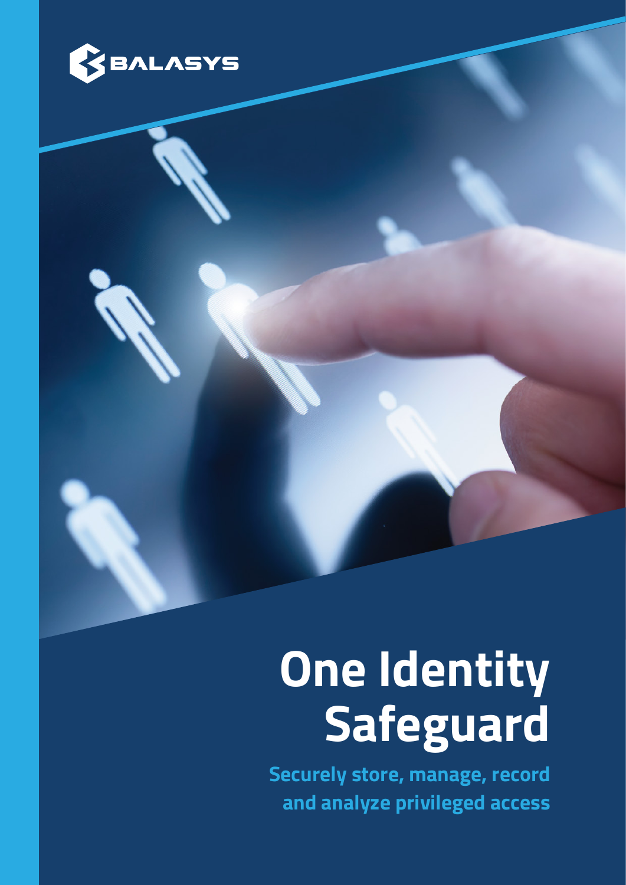BALASYS

# One Identity Safeguard

## Securely store, manage, record and analyze privileged access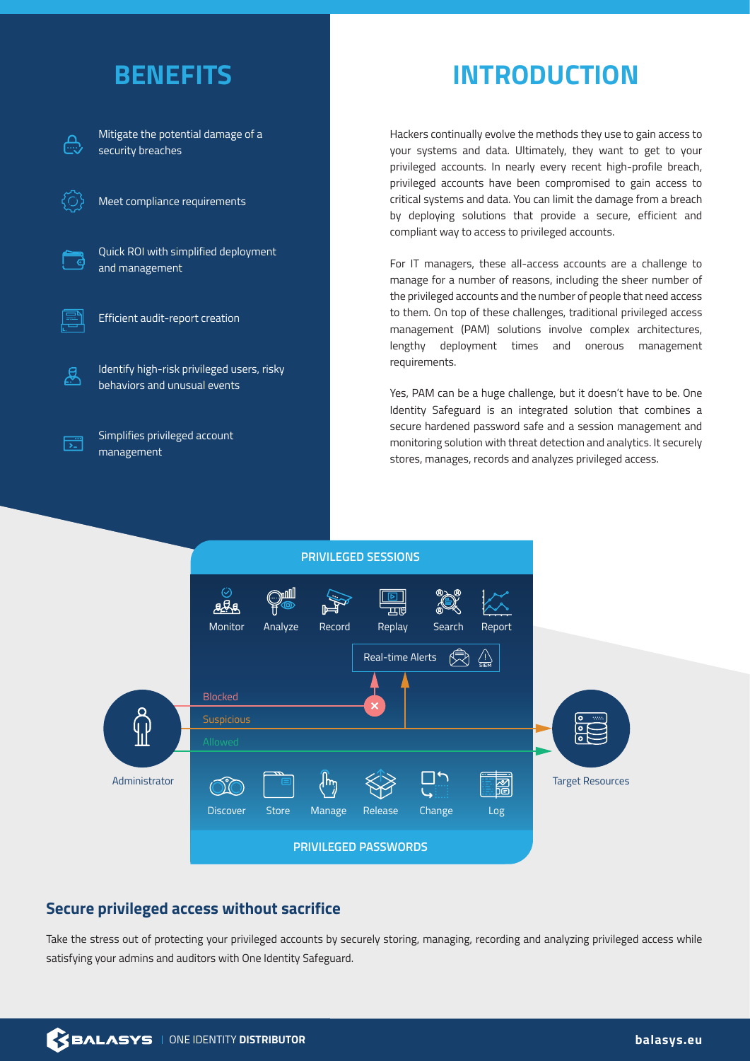## BENEFITS

- Mitigate the potential damage of a security breaches
- Meet compliance requirements
- Quick ROI with simplified deployment and management
- Efficient audit-report creation
- Identify high-risk privileged users, risky behaviors and unusual events
- Simplifies privileged account management

## INTRODUCTION

Hackers continually evolve the methods they use to gain access to your systems and data. Ultimately, they want to get to your privileged accounts. In nearly every recent high-profile breach, privileged accounts have been compromised to gain access to critical systems and data. You can limit the damage from a breach by deploying solutions that provide a secure, efficient and compliant way to access to privileged accounts.

For IT managers, these all-access accounts are a challenge to manage for a number of reasons, including the sheer number of the privileged accounts and the number of people that need access to them. On top of these challenges, traditional privileged access management (PAM) solutions involve complex architectures, lengthy deployment times and onerous management requirements.

Yes, PAM can be a huge challenge, but it doesn't have to be. One Identity Safeguard is an integrated solution that combines a secure hardened password safe and a session management and monitoring solution with threat detection and analytics. It securely stores, manages, records and analyzes privileged access.

**PRIVILEGED SESSIONS**

Monitor | Analyze | Record | Replay | Search | Report

Real-time Alerts

Administrator — Blocked / Suspicious / Allowed — Target Resources

Discover | Store | Manage | Release | Change | Log

**PRIVILEGED PASSWORDS**

### Secure privileged access without sacrifice

Take the stress out of protecting your privileged accounts by securely storing, managing, recording and analyzing privileged access while satisfying your admins and auditors with One Identity Safeguard.

BALASYS | ONE IDENTITY **DISTRIBUTOR** balasys.eu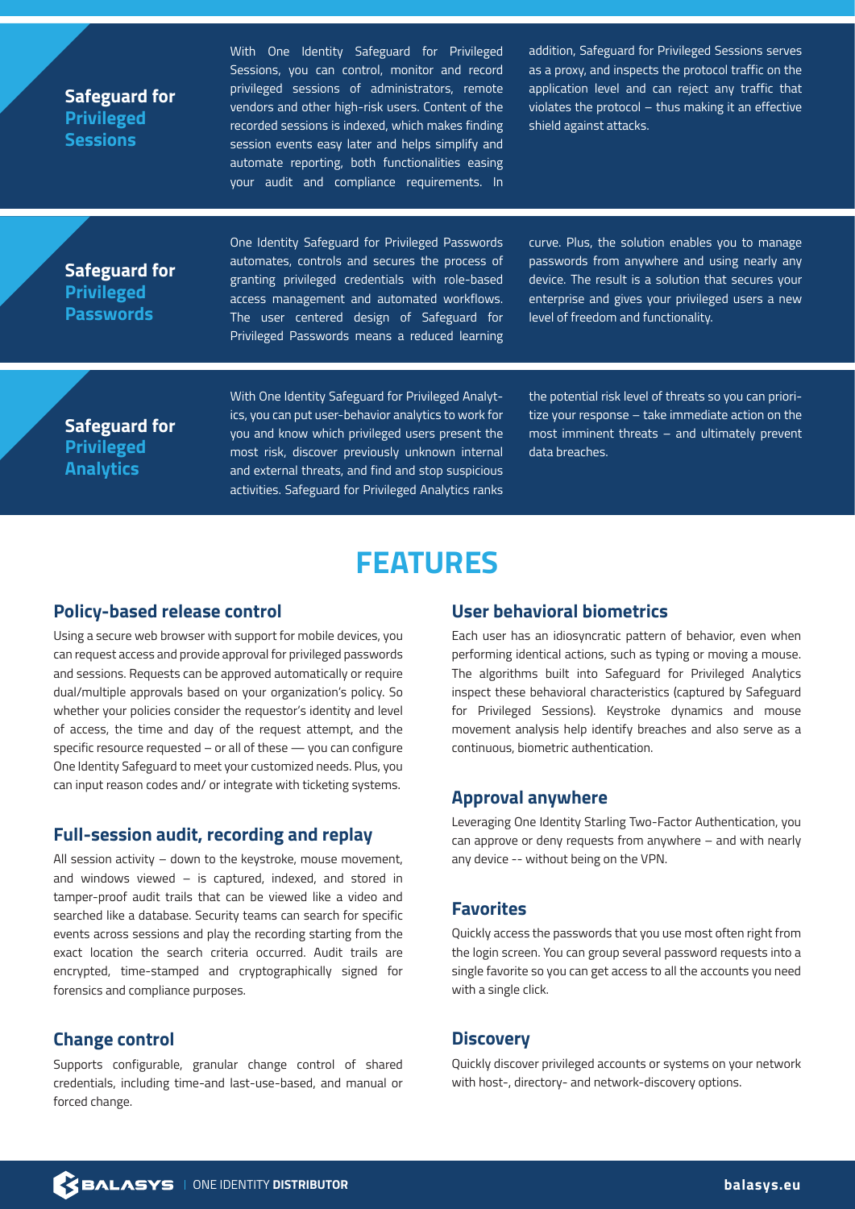## Safeguard for Privileged Sessions

With One Identity Safeguard for Privileged Sessions, you can control, monitor and record privileged sessions of administrators, remote vendors and other high-risk users. Content of the recorded sessions is indexed, which makes finding session events easy later and helps simplify and automate reporting, both functionalities easing your audit and compliance requirements. In addition, Safeguard for Privileged Sessions serves as a proxy, and inspects the protocol traffic on the application level and can reject any traffic that violates the protocol – thus making it an effective shield against attacks.

## Safeguard for Privileged Passwords

One Identity Safeguard for Privileged Passwords automates, controls and secures the process of granting privileged credentials with role-based access management and automated workflows. The user centered design of Safeguard for Privileged Passwords means a reduced learning curve. Plus, the solution enables you to manage passwords from anywhere and using nearly any device. The result is a solution that secures your enterprise and gives your privileged users a new level of freedom and functionality.

## Safeguard for Privileged Analytics

With One Identity Safeguard for Privileged Analytics, you can put user-behavior analytics to work for you and know which privileged users present the most risk, discover previously unknown internal and external threats, and find and stop suspicious activities. Safeguard for Privileged Analytics ranks the potential risk level of threats so you can prioritize your response – take immediate action on the most imminent threats – and ultimately prevent data breaches.

# FEATURES

### Policy-based release control

Using a secure web browser with support for mobile devices, you can request access and provide approval for privileged passwords and sessions. Requests can be approved automatically or require dual/multiple approvals based on your organization's policy. So whether your policies consider the requestor's identity and level of access, the time and day of the request attempt, and the specific resource requested – or all of these — you can configure One Identity Safeguard to meet your customized needs. Plus, you can input reason codes and/ or integrate with ticketing systems.

### Full-session audit, recording and replay

All session activity – down to the keystroke, mouse movement, and windows viewed – is captured, indexed, and stored in tamper-proof audit trails that can be viewed like a video and searched like a database. Security teams can search for specific events across sessions and play the recording starting from the exact location the search criteria occurred. Audit trails are encrypted, time-stamped and cryptographically signed for forensics and compliance purposes.

### Change control

Supports configurable, granular change control of shared credentials, including time-and last-use-based, and manual or forced change.

### User behavioral biometrics

Each user has an idiosyncratic pattern of behavior, even when performing identical actions, such as typing or moving a mouse. The algorithms built into Safeguard for Privileged Analytics inspect these behavioral characteristics (captured by Safeguard for Privileged Sessions). Keystroke dynamics and mouse movement analysis help identify breaches and also serve as a continuous, biometric authentication.

### Approval anywhere

Leveraging One Identity Starling Two-Factor Authentication, you can approve or deny requests from anywhere – and with nearly any device -- without being on the VPN.

### Favorites

Quickly access the passwords that you use most often right from the login screen. You can group several password requests into a single favorite so you can get access to all the accounts you need with a single click.

### Discovery

Quickly discover privileged accounts or systems on your network with host-, directory- and network-discovery options.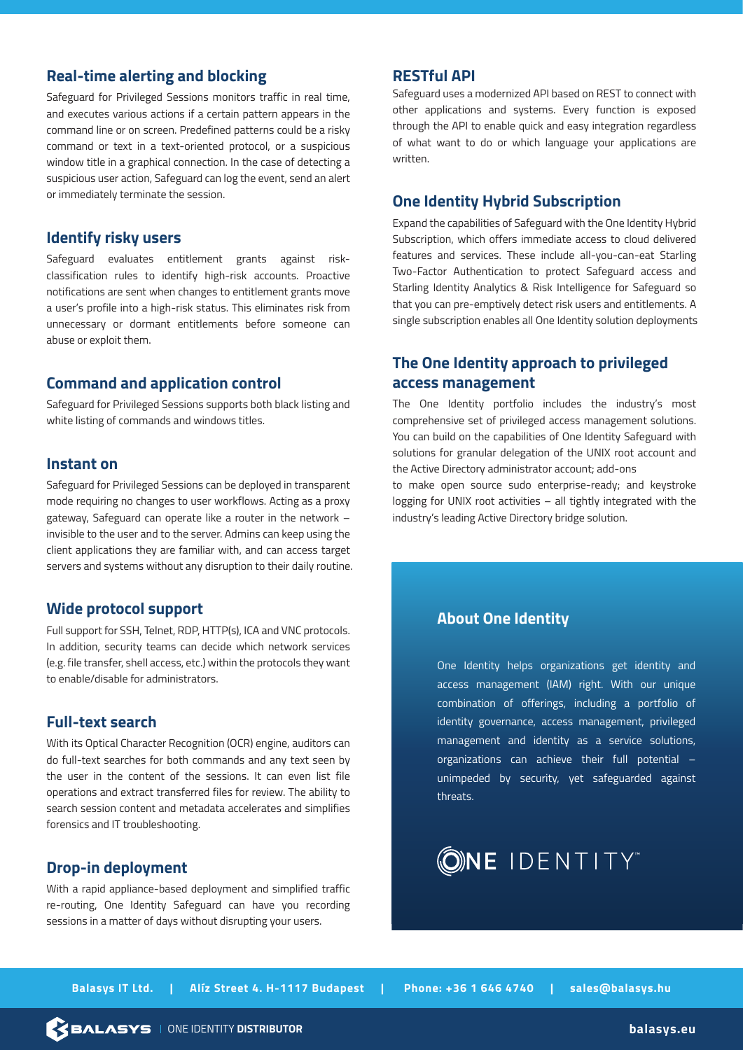## Real-time alerting and blocking

Safeguard for Privileged Sessions monitors traffic in real time, and executes various actions if a certain pattern appears in the command line or on screen. Predefined patterns could be a risky command or text in a text-oriented protocol, or a suspicious window title in a graphical connection. In the case of detecting a suspicious user action, Safeguard can log the event, send an alert or immediately terminate the session.

## Identify risky users

Safeguard evaluates entitlement grants against risk-classification rules to identify high-risk accounts. Proactive notifications are sent when changes to entitlement grants move a user's profile into a high-risk status. This eliminates risk from unnecessary or dormant entitlements before someone can abuse or exploit them.

## Command and application control

Safeguard for Privileged Sessions supports both black listing and white listing of commands and windows titles.

## Instant on

Safeguard for Privileged Sessions can be deployed in transparent mode requiring no changes to user workflows. Acting as a proxy gateway, Safeguard can operate like a router in the network – invisible to the user and to the server. Admins can keep using the client applications they are familiar with, and can access target servers and systems without any disruption to their daily routine.

## Wide protocol support

Full support for SSH, Telnet, RDP, HTTP(s), ICA and VNC protocols. In addition, security teams can decide which network services (e.g. file transfer, shell access, etc.) within the protocols they want to enable/disable for administrators.

## Full-text search

With its Optical Character Recognition (OCR) engine, auditors can do full-text searches for both commands and any text seen by the user in the content of the sessions. It can even list file operations and extract transferred files for review. The ability to search session content and metadata accelerates and simplifies forensics and IT troubleshooting.

## Drop-in deployment

With a rapid appliance-based deployment and simplified traffic re-routing, One Identity Safeguard can have you recording sessions in a matter of days without disrupting your users.

## RESTful API

Safeguard uses a modernized API based on REST to connect with other applications and systems. Every function is exposed through the API to enable quick and easy integration regardless of what want to do or which language your applications are written.

## One Identity Hybrid Subscription

Expand the capabilities of Safeguard with the One Identity Hybrid Subscription, which offers immediate access to cloud delivered features and services. These include all-you-can-eat Starling Two-Factor Authentication to protect Safeguard access and Starling Identity Analytics & Risk Intelligence for Safeguard so that you can pre-emptively detect risk users and entitlements. A single subscription enables all One Identity solution deployments

## The One Identity approach to privileged access management

The One Identity portfolio includes the industry's most comprehensive set of privileged access management solutions. You can build on the capabilities of One Identity Safeguard with solutions for granular delegation of the UNIX root account and the Active Directory administrator account; add-ons to make open source sudo enterprise-ready; and keystroke logging for UNIX root activities – all tightly integrated with the industry's leading Active Directory bridge solution.

## About One Identity

One Identity helps organizations get identity and access management (IAM) right. With our unique combination of offerings, including a portfolio of identity governance, access management, privileged management and identity as a service solutions, organizations can achieve their full potential – unimpeded by security, yet safeguarded against threats.

ONE IDENTITY™

**Balasys IT Ltd.** | **Alíz Street 4. H-1117 Budapest** | **Phone: +36 1 646 4740** | **sales@balasys.hu**

BALASYS | ONE IDENTITY **DISTRIBUTOR**

**balasys.eu**